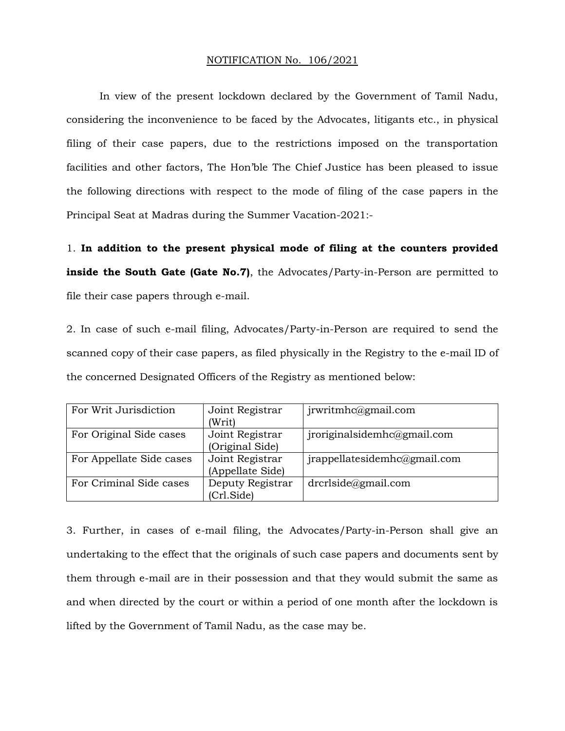NOTIFICATION No. 106/2021

In view of the present lockdown declared by the Government of Tamil Nadu, considering the inconvenience to be faced by the Advocates, litigants etc., in physical filing of their case papers, due to the restrictions imposed on the transportation facilities and other factors, The Hon'ble The Chief Justice has been pleased to issue the following directions with respect to the mode of filing of the case papers in the Principal Seat at Madras during the Summer Vacation-2021:-

1. **In addition to the present physical mode of filing at the counters provided inside the South Gate (Gate No.7)**, the Advocates/Party-in-Person are permitted to file their case papers through e-mail.

2. In case of such e-mail filing, Advocates/Party-in-Person are required to send the scanned copy of their case papers, as filed physically in the Registry to the e-mail ID of the concerned Designated Officers of the Registry as mentioned below:

| For Writ Jurisdiction | Joint Registrar (Writ) | jrwritmhc@gmail.com |
|---|---|---|
| For Original Side cases | Joint Registrar (Original Side) | jroriginalsidemhc@gmail.com |
| For Appellate Side cases | Joint Registrar (Appellate Side) | jrappellatesidemhc@gmail.com |
| For Criminal Side cases | Deputy Registrar (Crl.Side) | drcrlside@gmail.com |

3. Further, in cases of e-mail filing, the Advocates/Party-in-Person shall give an undertaking to the effect that the originals of such case papers and documents sent by them through e-mail are in their possession and that they would submit the same as and when directed by the court or within a period of one month after the lockdown is lifted by the Government of Tamil Nadu, as the case may be.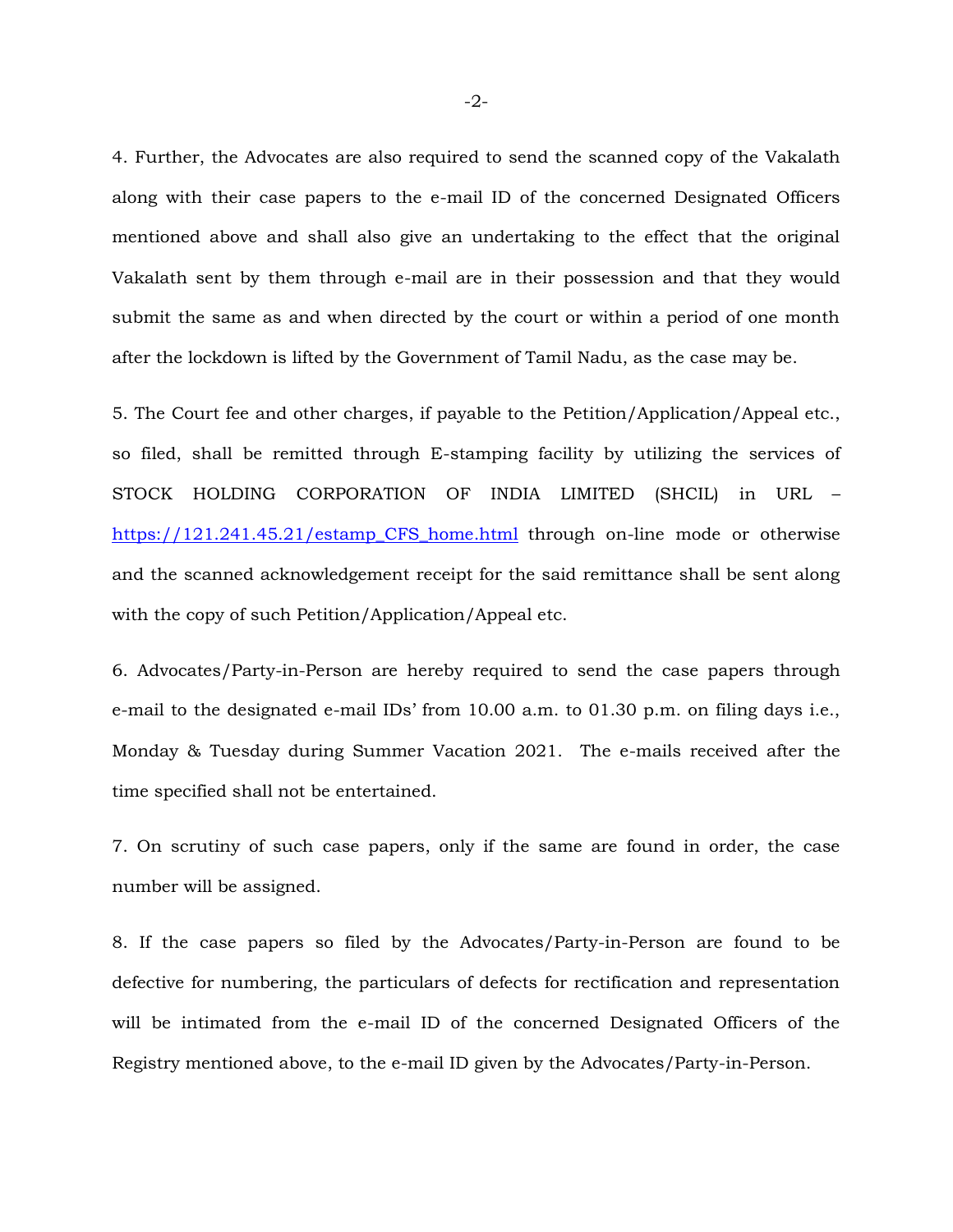4. Further, the Advocates are also required to send the scanned copy of the Vakalath along with their case papers to the e-mail ID of the concerned Designated Officers mentioned above and shall also give an undertaking to the effect that the original Vakalath sent by them through e-mail are in their possession and that they would submit the same as and when directed by the court or within a period of one month after the lockdown is lifted by the Government of Tamil Nadu, as the case may be.

5. The Court fee and other charges, if payable to the Petition/Application/Appeal etc., so filed, shall be remitted through E-stamping facility by utilizing the services of STOCK HOLDING CORPORATION OF INDIA LIMITED (SHCIL) in URL – https://121.241.45.21/estamp_CFS_home.html through on-line mode or otherwise and the scanned acknowledgement receipt for the said remittance shall be sent along with the copy of such Petition/Application/Appeal etc.

6. Advocates/Party-in-Person are hereby required to send the case papers through e-mail to the designated e-mail IDs' from 10.00 a.m. to 01.30 p.m. on filing days i.e., Monday & Tuesday during Summer Vacation 2021. The e-mails received after the time specified shall not be entertained.

7. On scrutiny of such case papers, only if the same are found in order, the case number will be assigned.

8. If the case papers so filed by the Advocates/Party-in-Person are found to be defective for numbering, the particulars of defects for rectification and representation will be intimated from the e-mail ID of the concerned Designated Officers of the Registry mentioned above, to the e-mail ID given by the Advocates/Party-in-Person.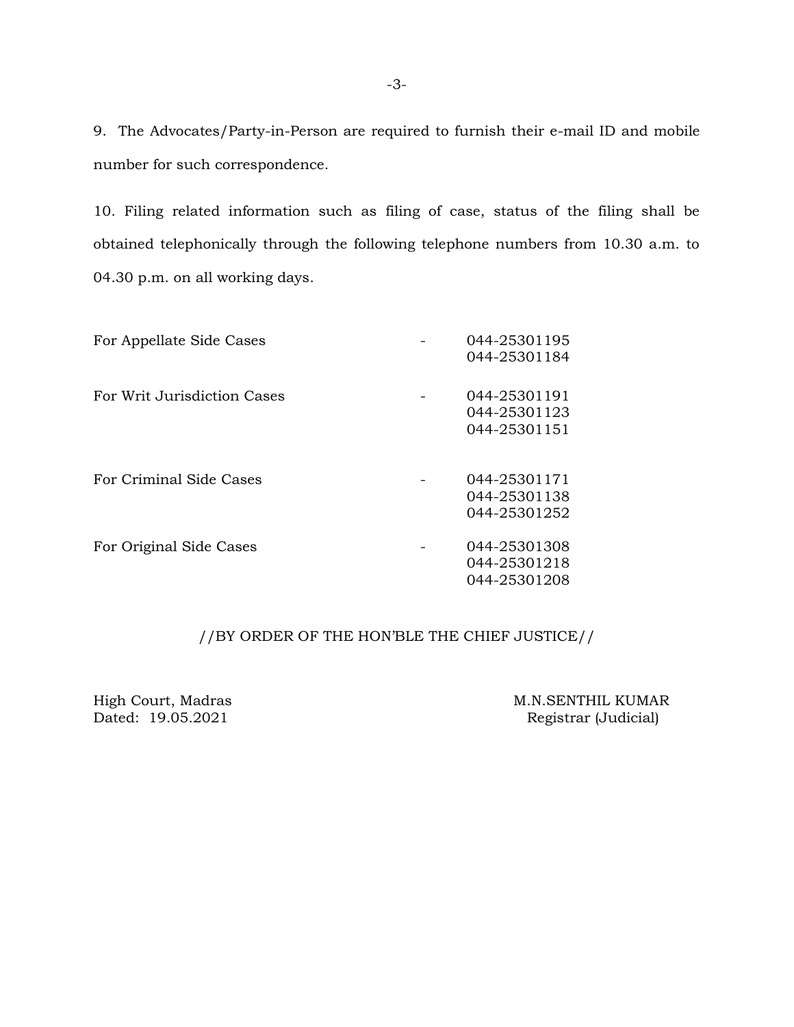9. The Advocates/Party-in-Person are required to furnish their e-mail ID and mobile number for such correspondence.

10. Filing related information such as filing of case, status of the filing shall be obtained telephonically through the following telephone numbers from 10.30 a.m. to 04.30 p.m. on all working days.

| | | |
|---|---|---|
| For Appellate Side Cases | - | 044-25301195<br>044-25301184 |
| For Writ Jurisdiction Cases | - | 044-25301191<br>044-25301123<br>044-25301151 |
| For Criminal Side Cases | - | 044-25301171<br>044-25301138<br>044-25301252 |
| For Original Side Cases | - | 044-25301308<br>044-25301218<br>044-25301208 |

//BY ORDER OF THE HON'BLE THE CHIEF JUSTICE//

High Court, Madras
Dated: 19.05.2021

M.N.SENTHIL KUMAR
Registrar (Judicial)